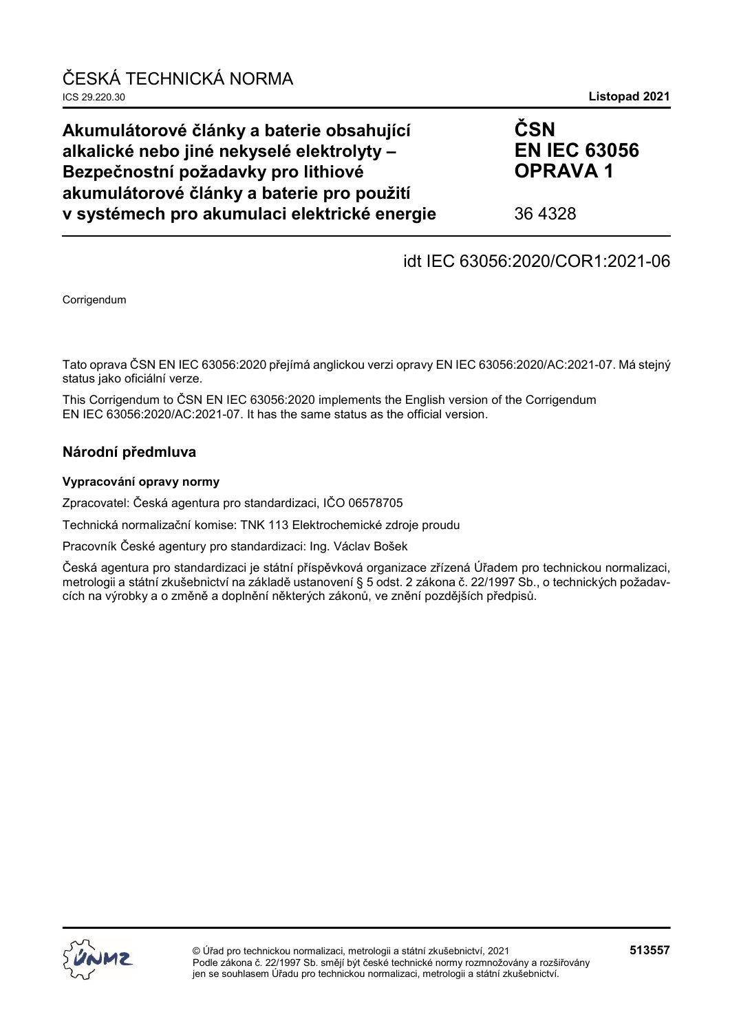# ČESKÁ TECHNICKÁ NORMA

ICS 29.220.30 **Listopad 2021**

**Akumulátorové články a baterie obsahující alkalické nebo jiné nekyselé elektrolyty – Bezpečnostní požadavky pro lithiové akumulátorové články a baterie pro použití v systémech pro akumulaci elektrické energie**

**ČSN EN IEC 63056 OPRAVA 1**

36 4328

idt IEC 63056:2020/COR1:2021-06

Corrigendum

Tato oprava ČSN EN IEC 63056:2020 přejímá anglickou verzi opravy EN IEC 63056:2020/AC:2021-07. Má stejný status jako oficiální verze.

This Corrigendum to ČSN EN IEC 63056:2020 implements the English version of the Corrigendum EN IEC 63056:2020/AC:2021-07. It has the same status as the official version.

## Národní předmluva

### Vypracování opravy normy

Zpracovatel: Česká agentura pro standardizaci, IČO 06578705

Technická normalizační komise: TNK 113 Elektrochemické zdroje proudu

Pracovník České agentury pro standardizaci: Ing. Václav Bošek

Česká agentura pro standardizaci je státní příspěvková organizace zřízená Úřadem pro technickou normalizaci, metrologii a státní zkušebnictví na základě ustanovení § 5 odst. 2 zákona č. 22/1997 Sb., o technických požadavcích na výrobky a o změně a doplnění některých zákonů, ve znění pozdějších předpisů.

© Úřad pro technickou normalizaci, metrologii a státní zkušebnictví, 2021
Podle zákona č. 22/1997 Sb. smějí být české technické normy rozmnožovány a rozšiřovány jen se souhlasem Úřadu pro technickou normalizaci, metrologii a státní zkušebnictví.

**513557**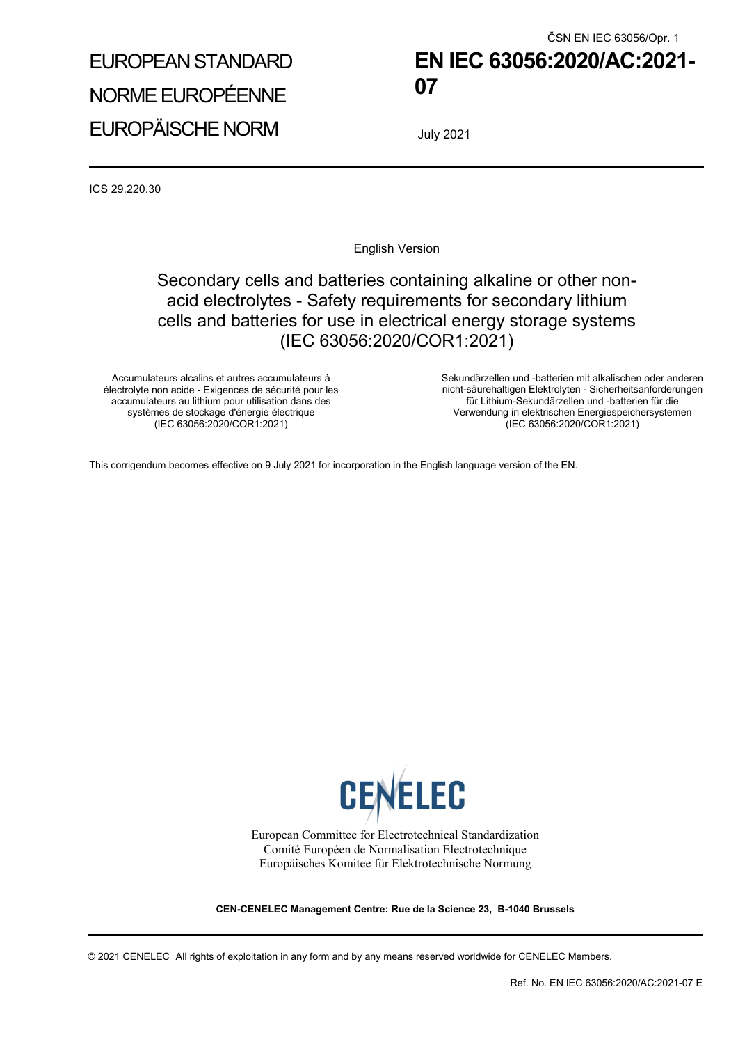ČSN EN IEC 63056/Opr. 1

EUROPEAN STANDARD

NORME EUROPÉENNE

EUROPÄISCHE NORM

# EN IEC 63056:2020/AC:2021-07

July 2021

ICS 29.220.30

English Version

## Secondary cells and batteries containing alkaline or other non-acid electrolytes - Safety requirements for secondary lithium cells and batteries for use in electrical energy storage systems (IEC 63056:2020/COR1:2021)

Accumulateurs alcalins et autres accumulateurs à électrolyte non acide - Exigences de sécurité pour les accumulateurs au lithium pour utilisation dans des systèmes de stockage d'énergie électrique (IEC 63056:2020/COR1:2021)

Sekundärzellen und -batterien mit alkalischen oder anderen nicht-säurehaltigen Elektrolyten - Sicherheitsanforderungen für Lithium-Sekundärzellen und -batterien für die Verwendung in elektrischen Energiespeichersystemen (IEC 63056:2020/COR1:2021)

This corrigendum becomes effective on 9 July 2021 for incorporation in the English language version of the EN.

CENELEC

European Committee for Electrotechnical Standardization
Comité Européen de Normalisation Electrotechnique
Europäisches Komitee für Elektrotechnische Normung

**CEN-CENELEC Management Centre: Rue de la Science 23, B-1040 Brussels**

© 2021 CENELEC All rights of exploitation in any form and by any means reserved worldwide for CENELEC Members.

Ref. No. EN IEC 63056:2020/AC:2021-07 E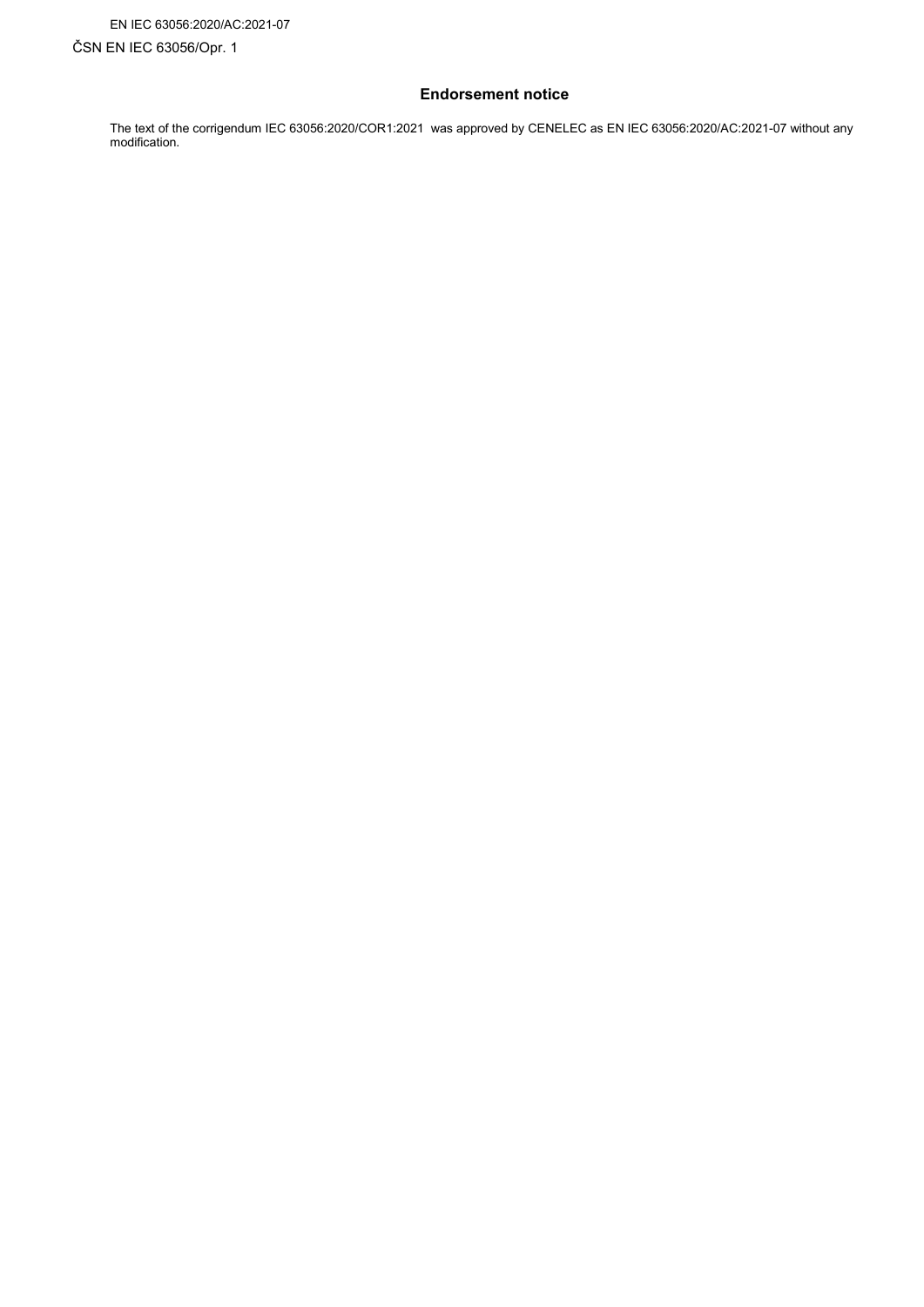## Endorsement notice

The text of the corrigendum IEC 63056:2020/COR1:2021 was approved by CENELEC as EN IEC 63056:2020/AC:2021-07 without any modification.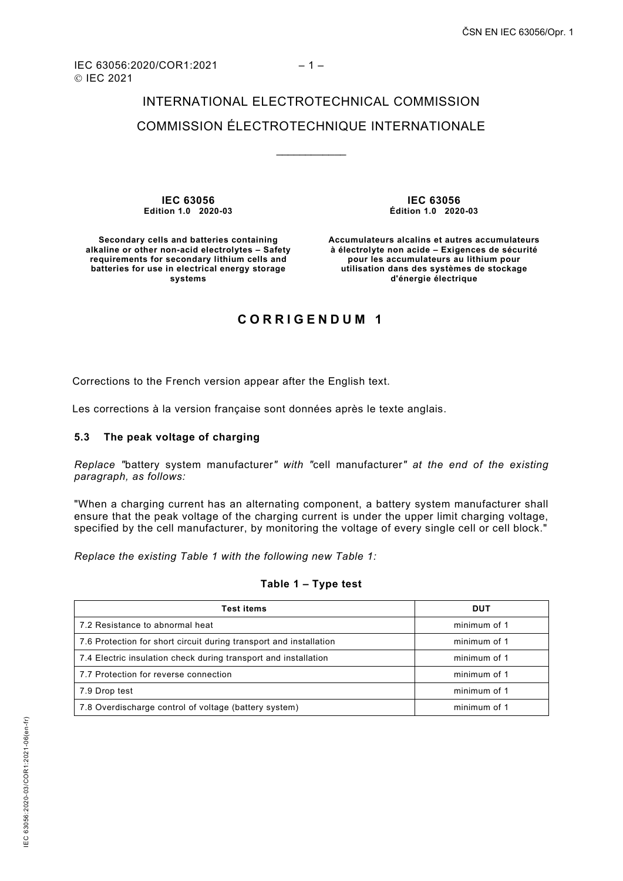INTERNATIONAL ELECTROTECHNICAL COMMISSION

COMMISSION ÉLECTROTECHNIQUE INTERNATIONALE

\_\_\_\_\_\_\_\_\_\_\_\_

**IEC 63056**
**Edition 1.0 2020-03**

**Secondary cells and batteries containing alkaline or other non-acid electrolytes – Safety requirements for secondary lithium cells and batteries for use in electrical energy storage systems**

**IEC 63056**
**Édition 1.0 2020-03**

**Accumulateurs alcalins et autres accumulateurs à électrolyte non acide – Exigences de sécurité pour les accumulateurs au lithium pour utilisation dans des systèmes de stockage d'énergie électrique**

## CORRIGENDUM 1

Corrections to the French version appear after the English text.

Les corrections à la version française sont données après le texte anglais.

### 5.3 The peak voltage of charging

*Replace "*battery system manufacturer*" with "*cell manufacturer*" at the end of the existing paragraph, as follows:*

"When a charging current has an alternating component, a battery system manufacturer shall ensure that the peak voltage of the charging current is under the upper limit charging voltage, specified by the cell manufacturer, by monitoring the voltage of every single cell or cell block."

*Replace the existing Table 1 with the following new Table 1:*

**Table 1 – Type test**

| Test items | DUT |
|---|---|
| 7.2 Resistance to abnormal heat | minimum of 1 |
| 7.6 Protection for short circuit during transport and installation | minimum of 1 |
| 7.4 Electric insulation check during transport and installation | minimum of 1 |
| 7.7 Protection for reverse connection | minimum of 1 |
| 7.9 Drop test | minimum of 1 |
| 7.8 Overdischarge control of voltage (battery system) | minimum of 1 |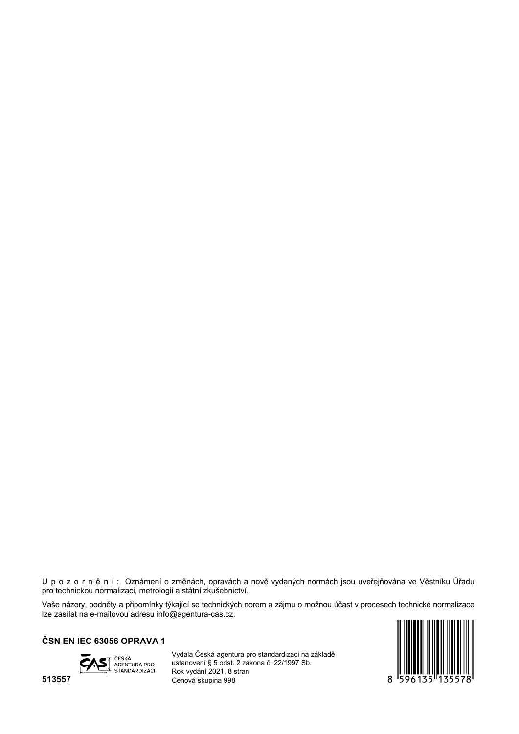U p o z o r n ě n í : Oznámení o změnách, opravách a nově vydaných normách jsou uveřejňována ve Věstníku Úřadu pro technickou normalizaci, metrologii a státní zkušebnictví.

Vaše názory, podněty a připomínky týkající se technických norem a zájmu o možnou účast v procesech technické normalizace lze zasílat na e-mailovou adresu info@agentura-cas.cz.

**ČSN EN IEC 63056 OPRAVA 1**

ČESKÁ AGENTURA PRO STANDARDIZACI

**513557**

Vydala Česká agentura pro standardizaci na základě ustanovení § 5 odst. 2 zákona č. 22/1997 Sb.
Rok vydání 2021, 8 stran
Cenová skupina 998

8 596135 135578